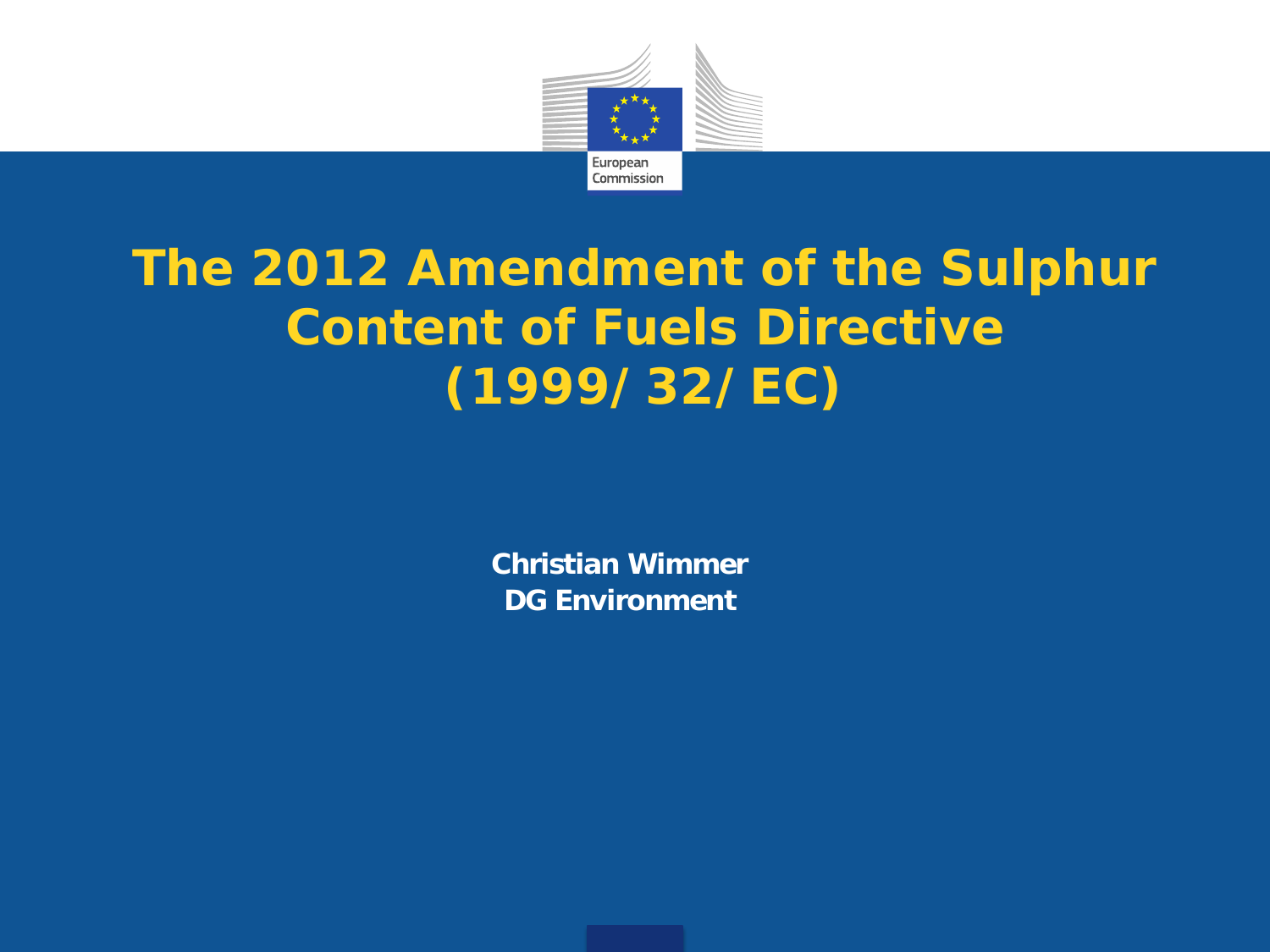# The 2012 Amendment of the Sulphur Content of Fuels Directive (1999/ 32/ EC)

**Christian Wimmer**
**DG Environment**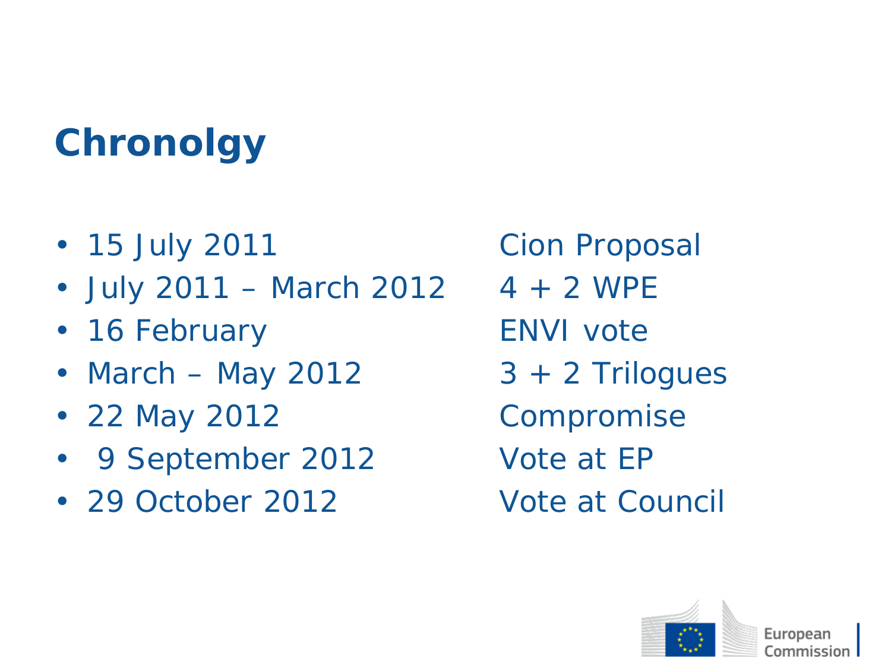# Chronolgy

- 15 July 2011 Cion Proposal
- July 2011 – March 2012 4 + 2 WPE
- 16 February ENVI vote
- March – May 2012 3 + 2 Trilogues
- 22 May 2012 Compromise
- 9 September 2012 Vote at EP
- 29 October 2012 Vote at Council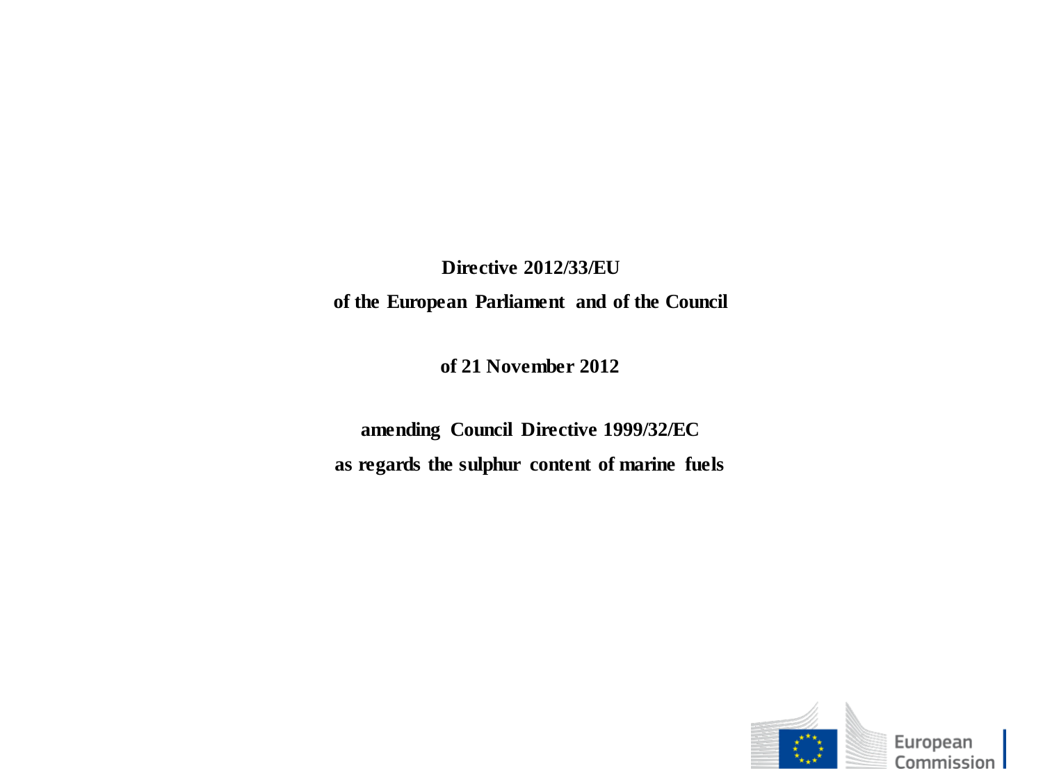**Directive 2012/33/EU**

**of the European Parliament and of the Council**

**of 21 November 2012**

**amending Council Directive 1999/32/EC**

**as regards the sulphur content of marine fuels**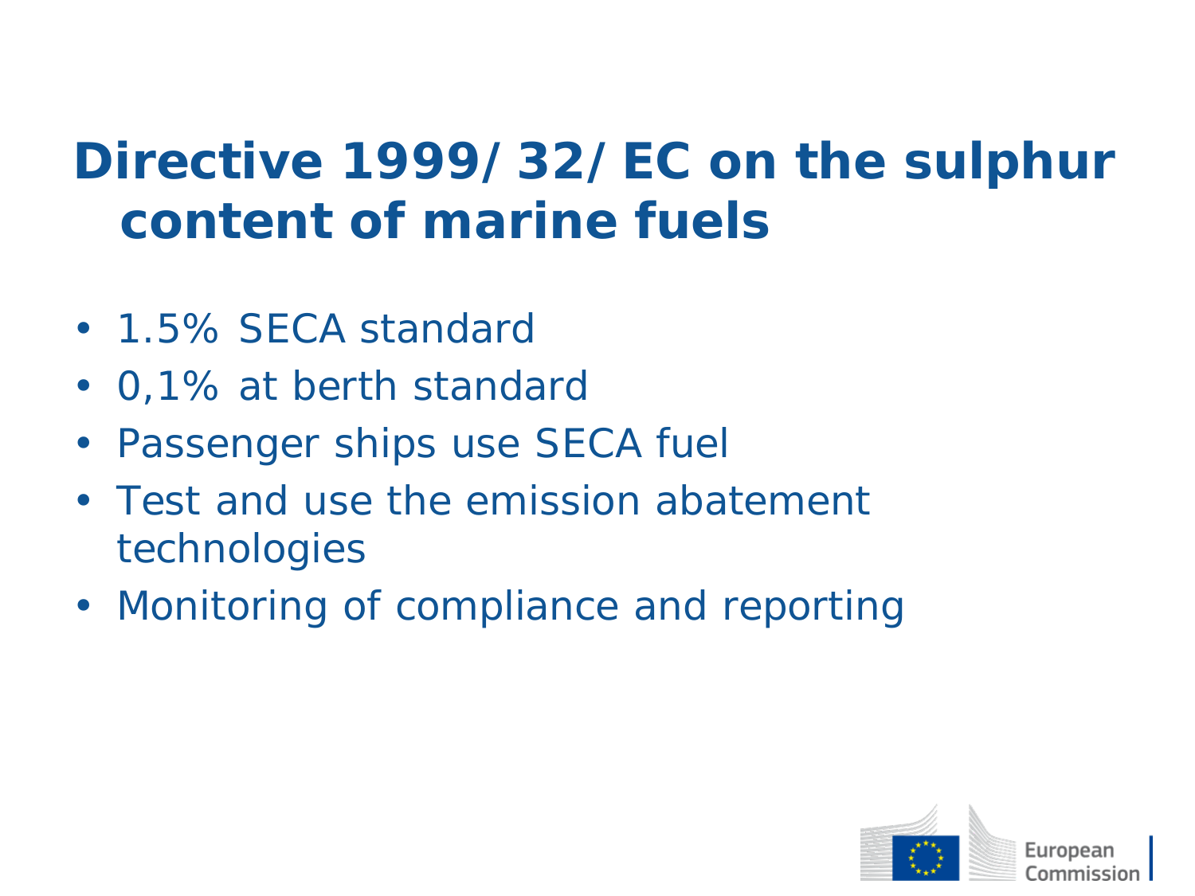# Directive 1999/32/EC on the sulphur content of marine fuels

- 1.5% SECA standard
- 0,1% at berth standard
- Passenger ships use SECA fuel
- Test and use the emission abatement technologies
- Monitoring of compliance and reporting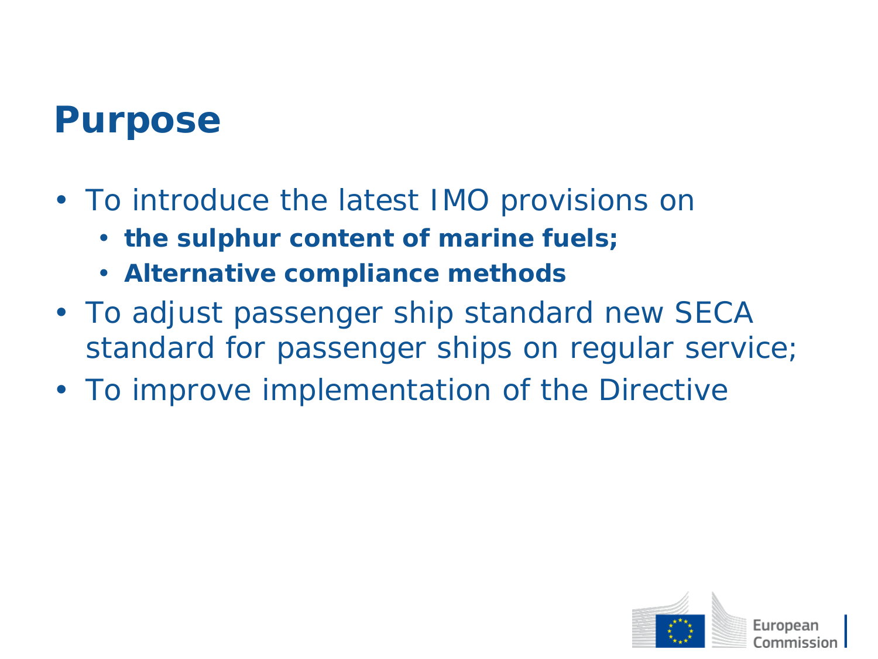# Purpose

- To introduce the latest IMO provisions on
  - **the sulphur content of marine fuels;**
  - **Alternative compliance methods**
- To adjust passenger ship standard new SECA standard for passenger ships on regular service;
- To improve implementation of the Directive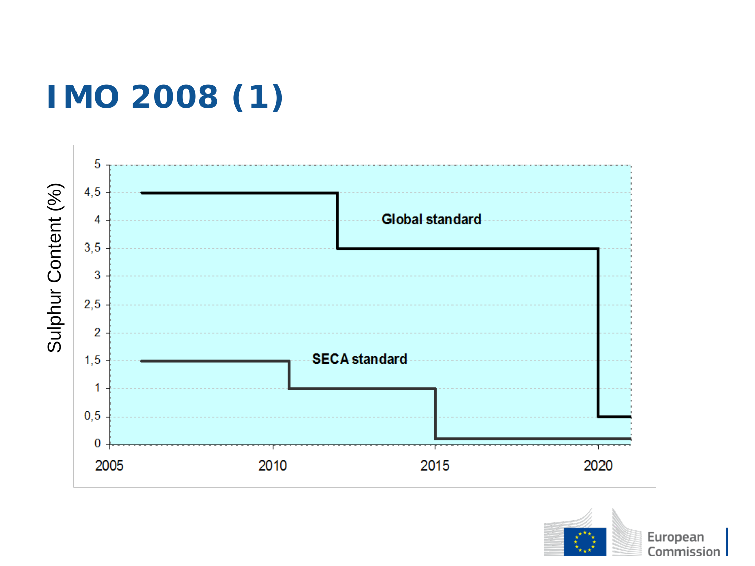# IMO 2008 (1)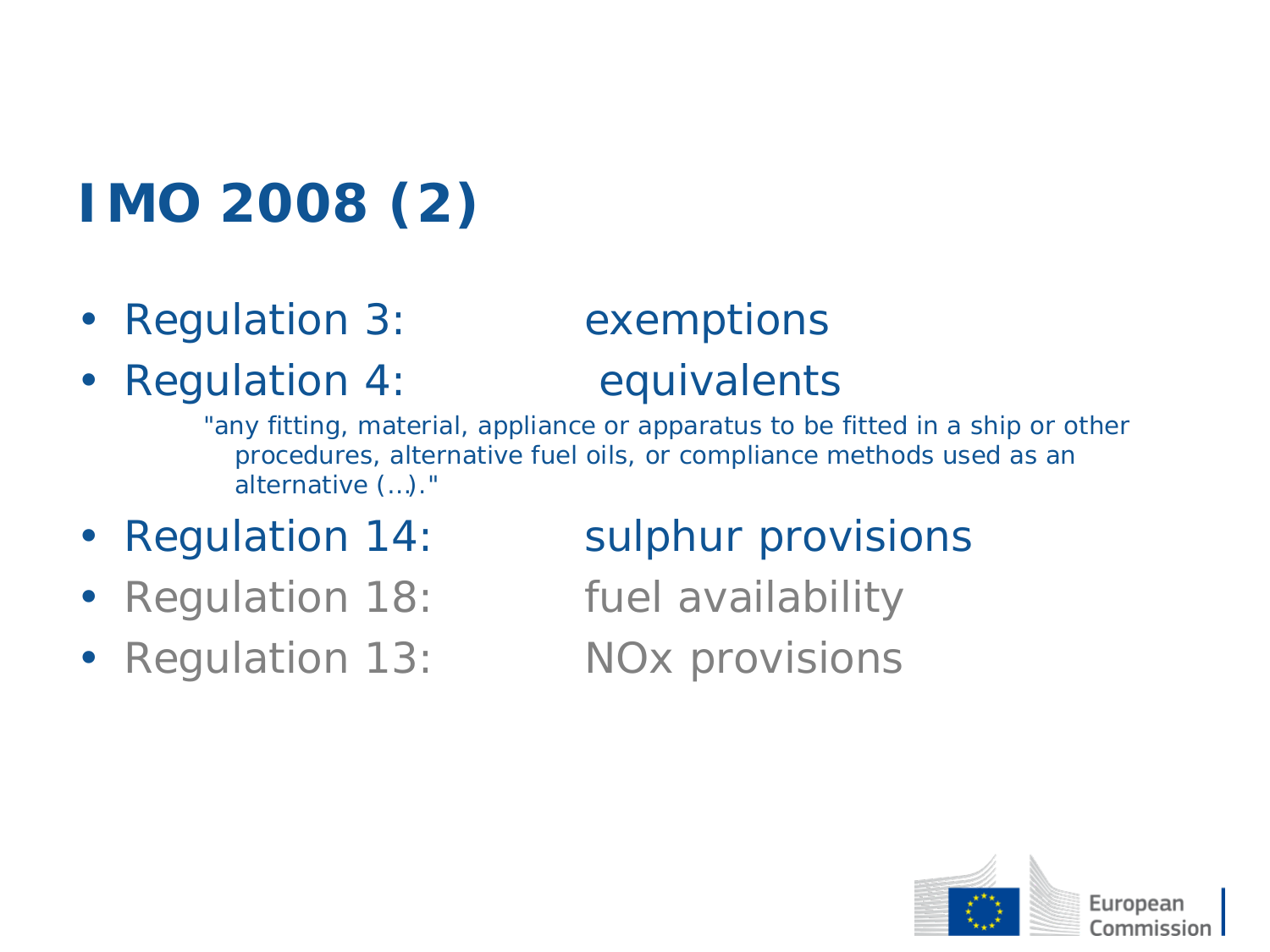# IMO 2008 (2)

- Regulation 3: exemptions
- Regulation 4: equivalents

  "any fitting, material, appliance or apparatus to be fitted in a ship or other procedures, alternative fuel oils, or compliance methods used as an alternative (…)."

- Regulation 14: sulphur provisions
- Regulation 18: fuel availability
- Regulation 13: NOx provisions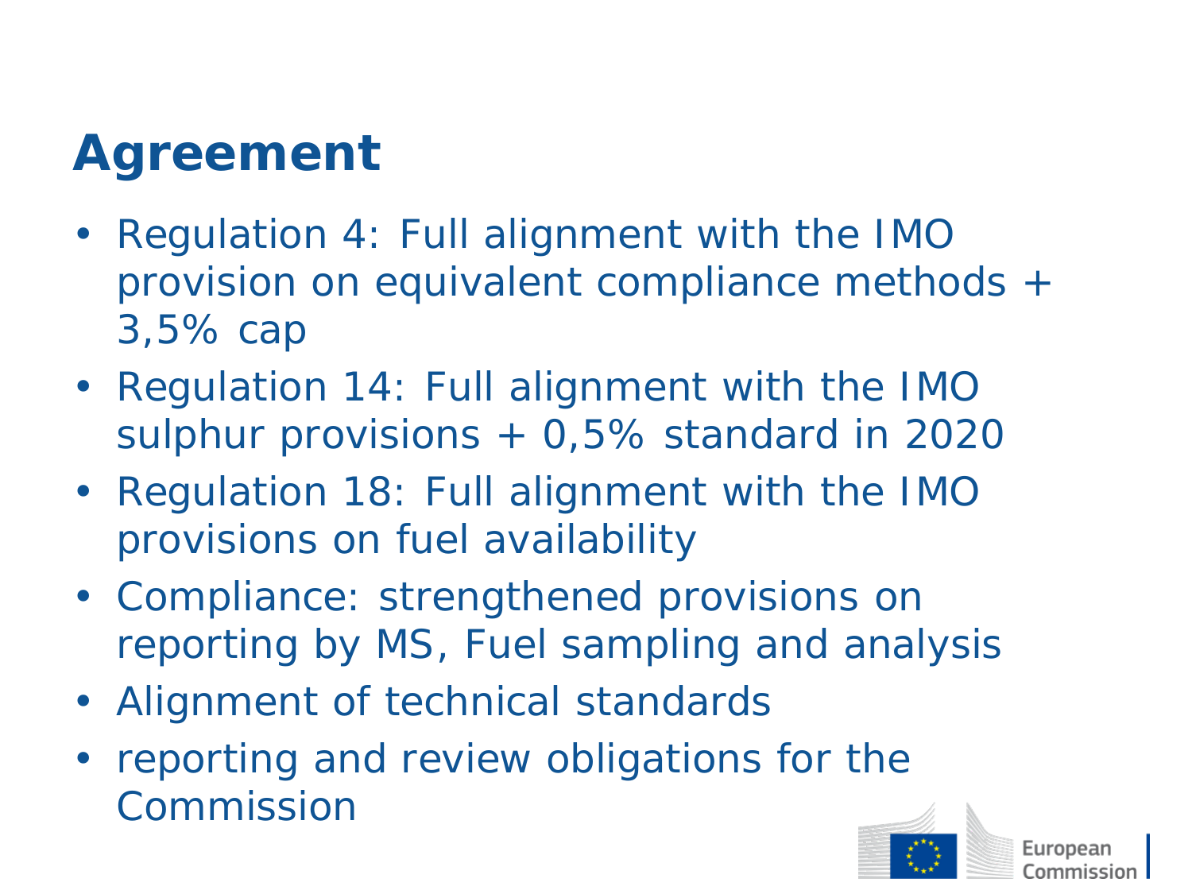# Agreement

- Regulation 4: Full alignment with the IMO provision on equivalent compliance methods + 3,5% cap
- Regulation 14: Full alignment with the IMO sulphur provisions + 0,5% standard in 2020
- Regulation 18: Full alignment with the IMO provisions on fuel availability
- Compliance: strengthened provisions on reporting by MS, Fuel sampling and analysis
- Alignment of technical standards
- reporting and review obligations for the Commission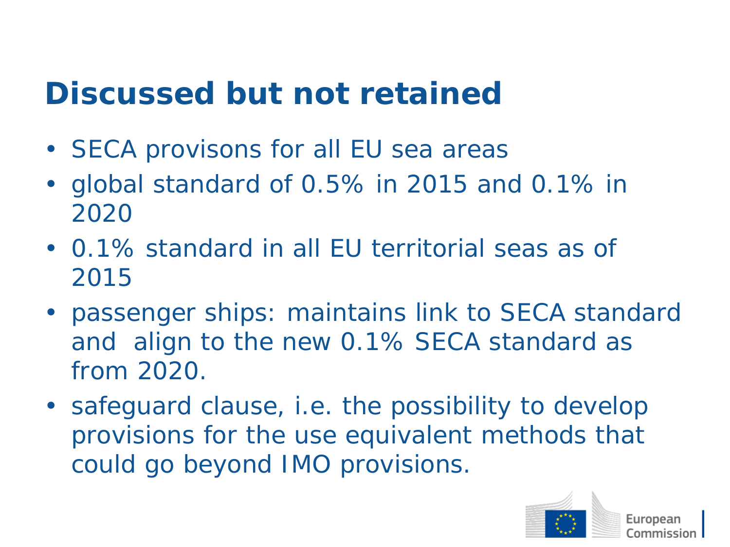# Discussed but not retained

- SECA provisons for all EU sea areas
- global standard of 0.5% in 2015 and 0.1% in 2020
- 0.1% standard in all EU territorial seas as of 2015
- passenger ships: maintains link to SECA standard and align to the new 0.1% SECA standard as from 2020.
- safeguard clause, i.e. the possibility to develop provisions for the use equivalent methods that could go beyond IMO provisions.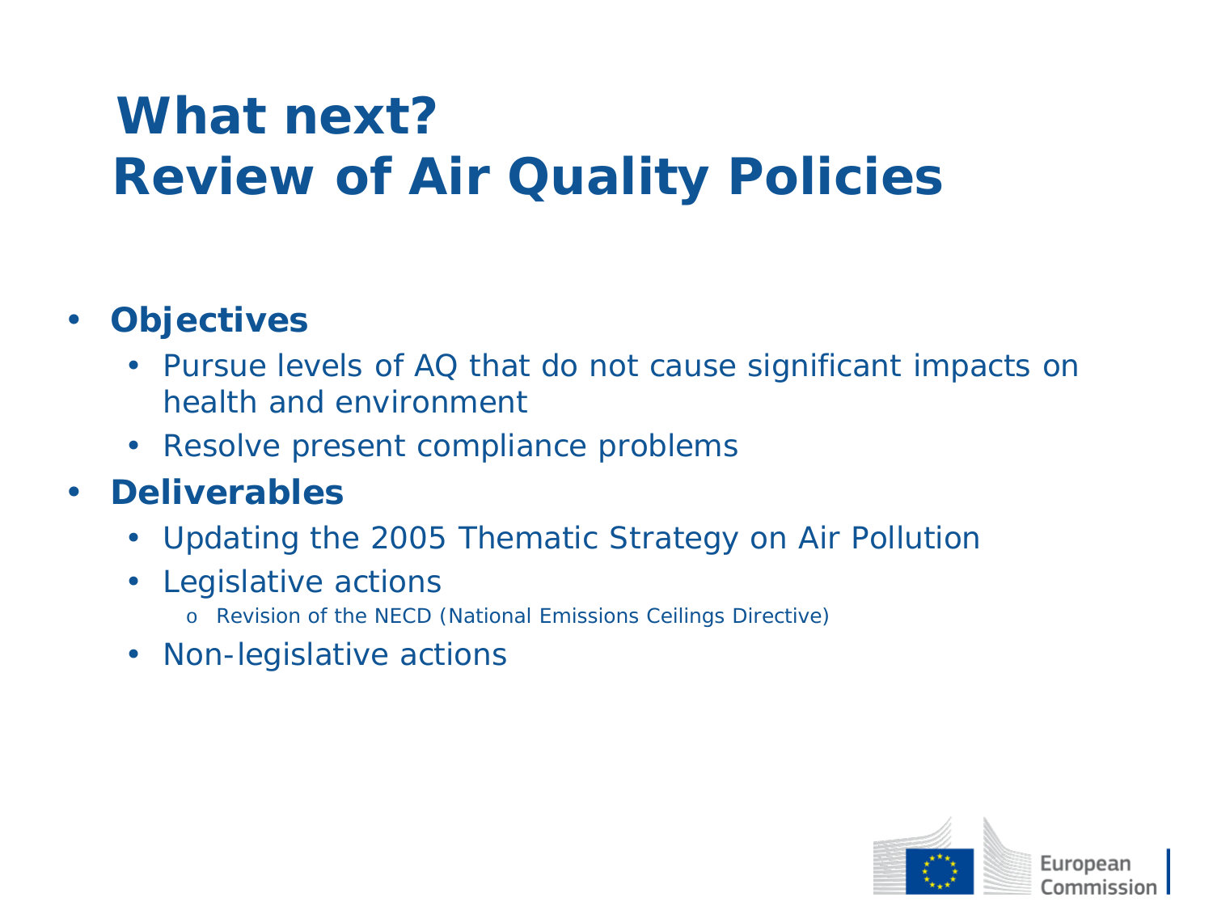# What next?
# Review of Air Quality Policies

- **Objectives**
  - Pursue levels of AQ that do not cause significant impacts on health and environment
  - Resolve present compliance problems
- **Deliverables**
  - Updating the 2005 Thematic Strategy on Air Pollution
  - Legislative actions
    - Revision of the NECD (National Emissions Ceilings Directive)
  - Non-legislative actions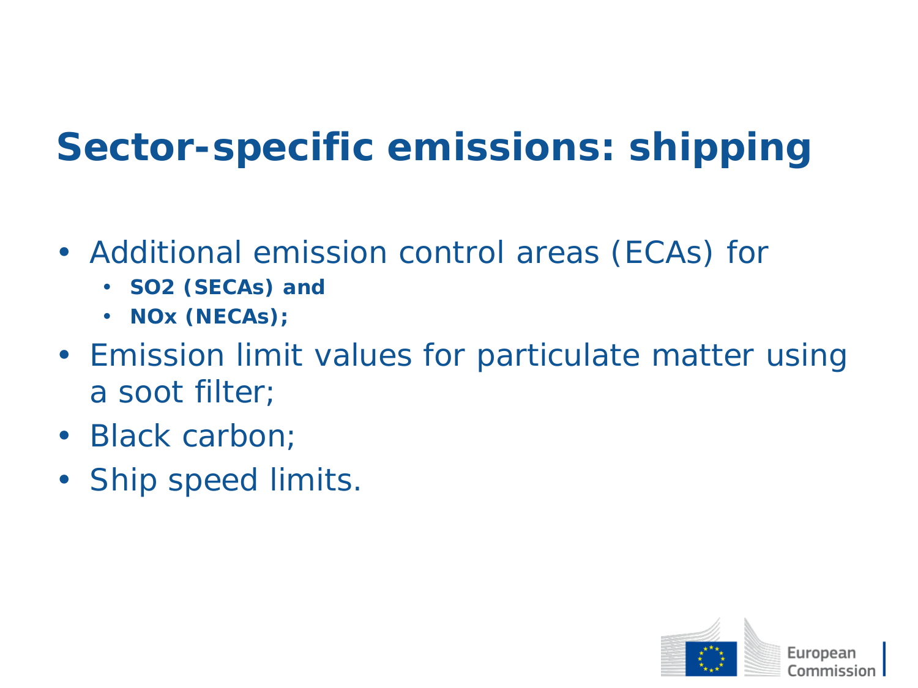# Sector-specific emissions: shipping

- Additional emission control areas (ECAs) for
  - **$SO_2$ (SECAs) and**
  - **$NO_x$ (NECAs);**
- Emission limit values for particulate matter using a soot filter;
- Black carbon;
- Ship speed limits.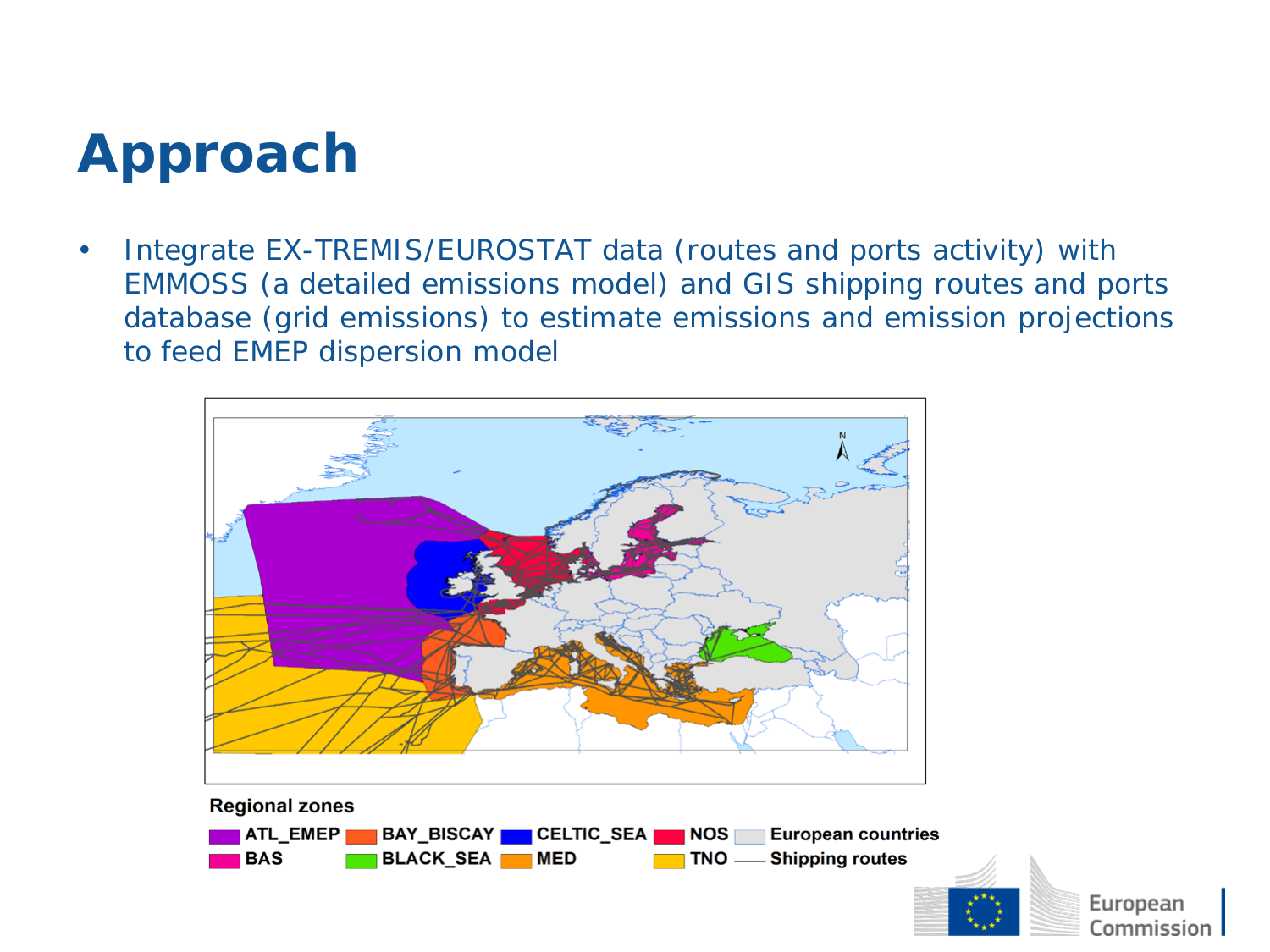# Approach

- Integrate EX-TREMIS/EUROSTAT data (routes and ports activity) with EMMOSS (a detailed emissions model) and GIS shipping routes and ports database (grid emissions) to estimate emissions and emission projections to feed EMEP dispersion model

Regional zones

ATL_EMEP, BAY_BISCAY, CELTIC_SEA, NOS, European countries, BAS, BLACK_SEA, MED, TNO, Shipping routes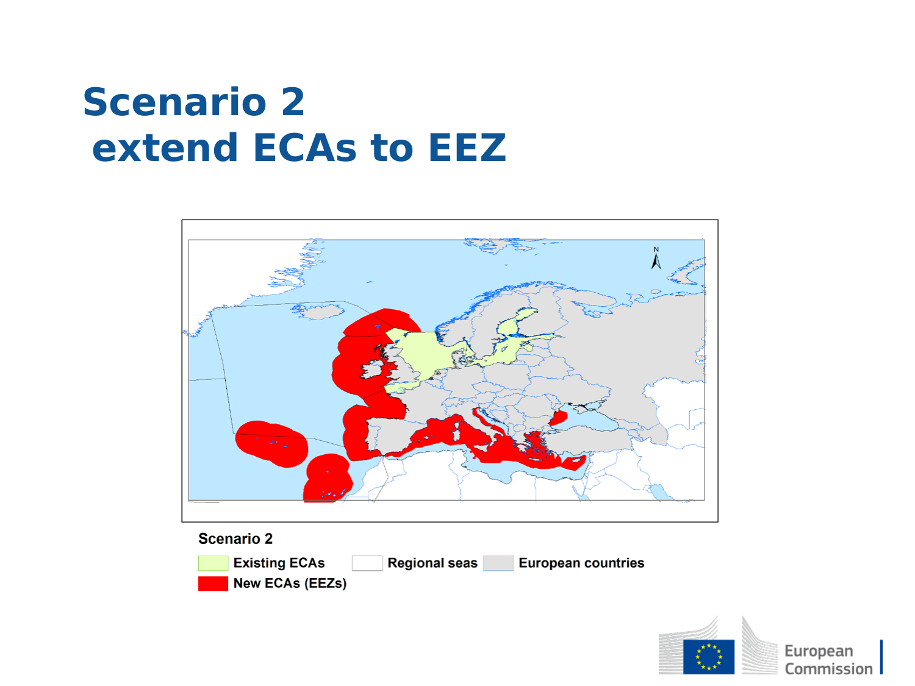# Scenario 2
# extend ECAs to EEZ

Scenario 2

Existing ECAs | Regional seas | European countries

New ECAs (EEZs)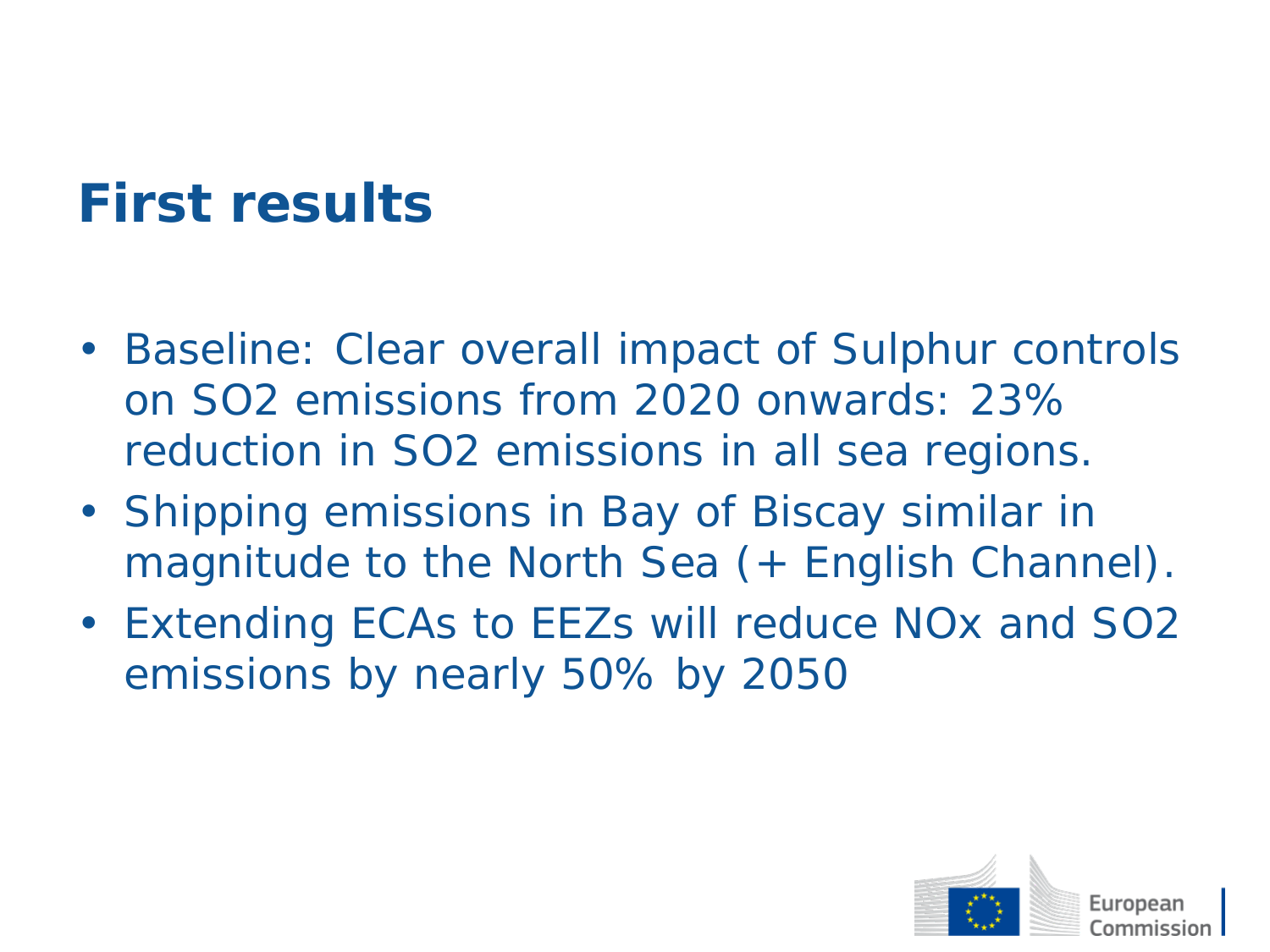# First results

- Baseline: Clear overall impact of Sulphur controls on $SO_2$ emissions from 2020 onwards: 23% reduction in $SO_2$ emissions in all sea regions.
- Shipping emissions in Bay of Biscay similar in magnitude to the North Sea (+ English Channel).
- Extending ECAs to EEZs will reduce $NO_x$ and $SO_2$ emissions by nearly 50% by 2050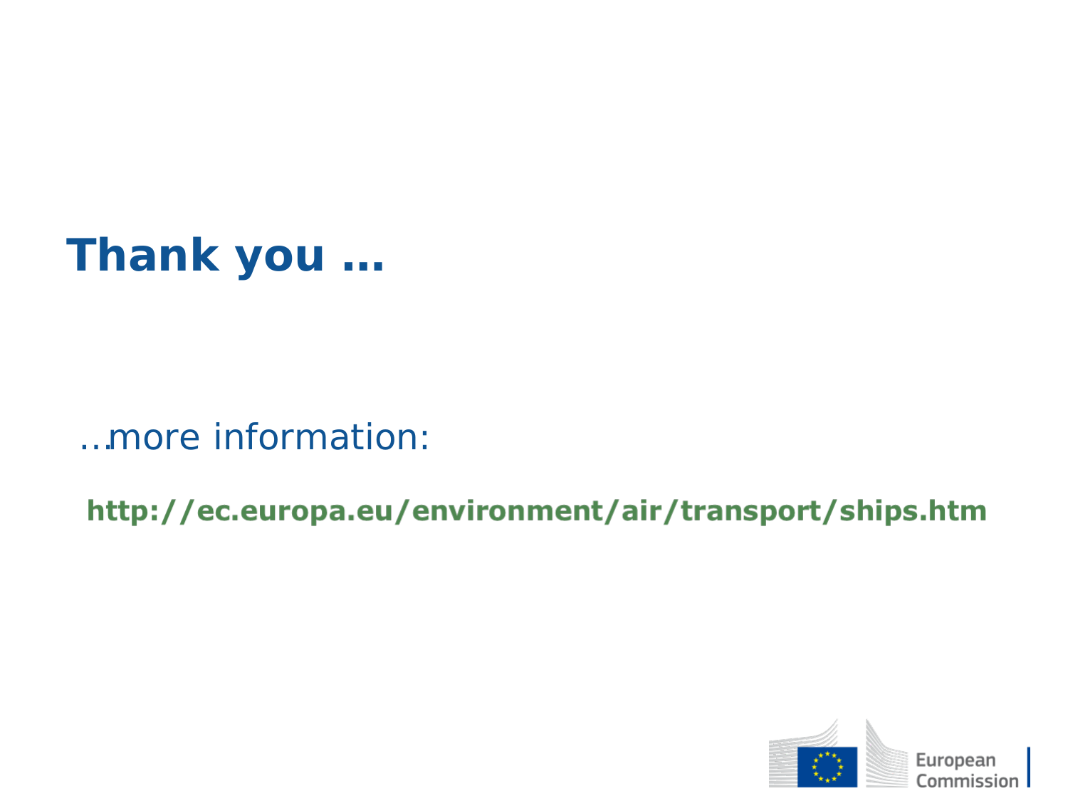# Thank you …

…more information:

**http://ec.europa.eu/environment/air/transport/ships.htm**